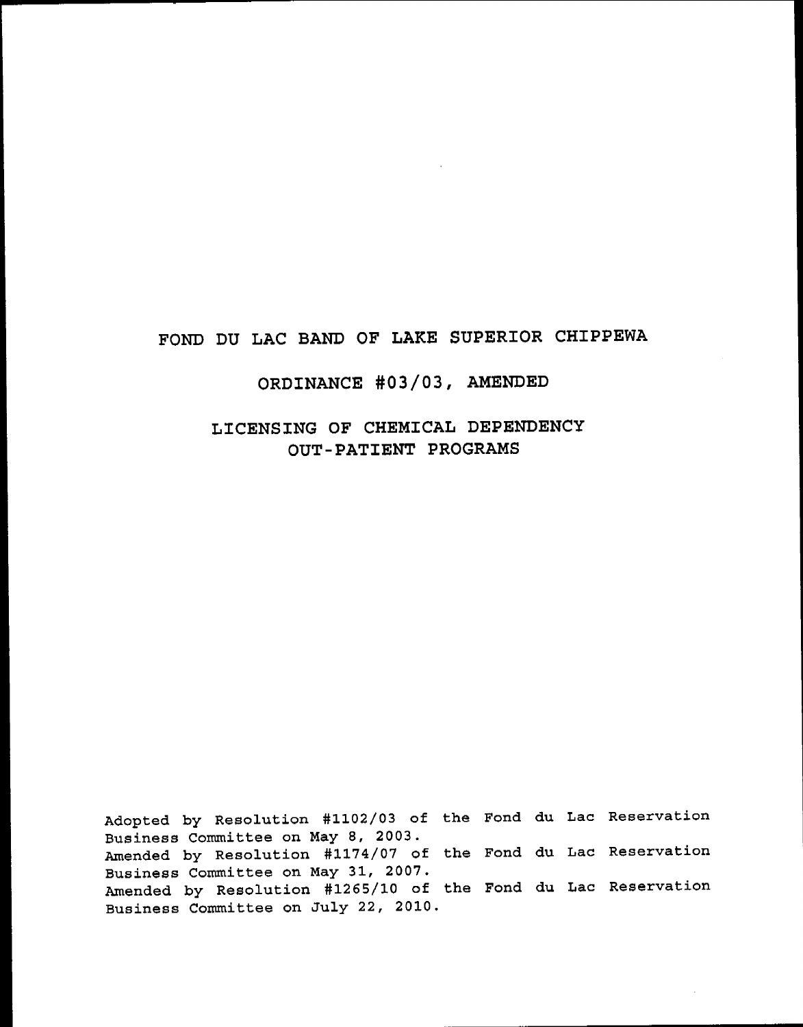# FOND DU LAC BAND OF LAKE SUPERIOR CHIPPEWA

## ORDINANCE #03/03, AMENDED

## LICENSING OF CHEMICAL DEPENDENCY OUT-PATIENT PROGRAMS

Adopted by Resolution #1102/03 of the Fond du Lac Reservation Business Committee on May 8, 2003.
Amended by Resolution #1174/07 of the Fond du Lac Reservation Business Committee on May 31, 2007.
Amended by Resolution #1265/10 of the Fond du Lac Reservation Business Committee on July 22, 2010.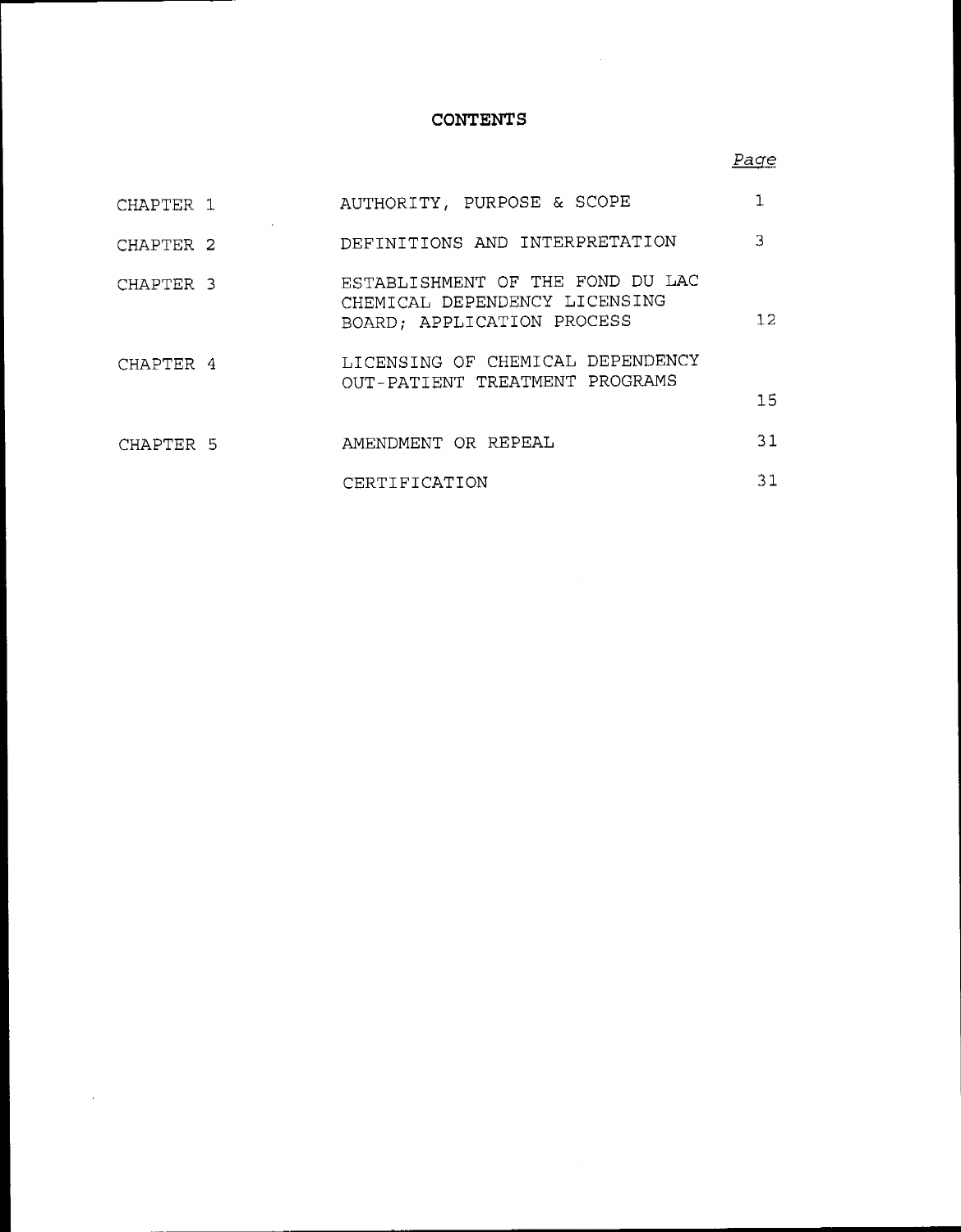# CONTENTS

| | | Page |
|---|---|---|
| CHAPTER 1 | AUTHORITY, PURPOSE & SCOPE | 1 |
| CHAPTER 2 | DEFINITIONS AND INTERPRETATION | 3 |
| CHAPTER 3 | ESTABLISHMENT OF THE FOND DU LAC CHEMICAL DEPENDENCY LICENSING BOARD; APPLICATION PROCESS | 12 |
| CHAPTER 4 | LICENSING OF CHEMICAL DEPENDENCY OUT-PATIENT TREATMENT PROGRAMS | 15 |
| CHAPTER 5 | AMENDMENT OR REPEAL | 31 |
| | CERTIFICATION | 31 |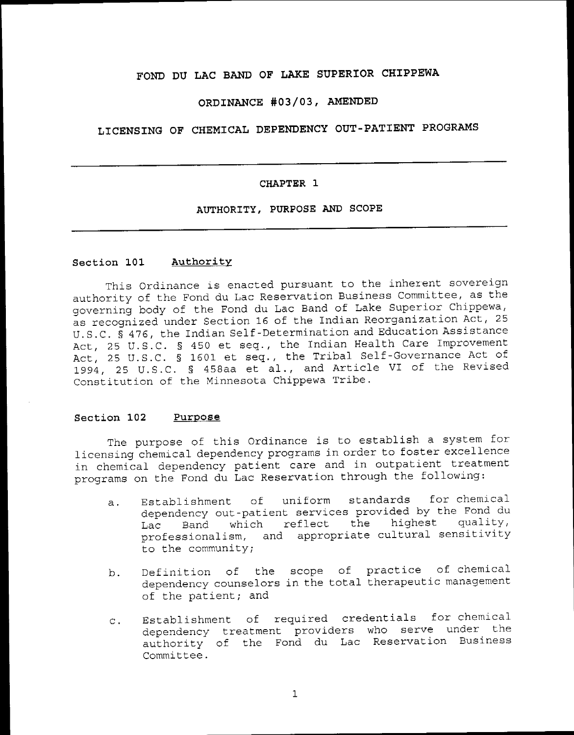# FOND DU LAC BAND OF LAKE SUPERIOR CHIPPEWA

## ORDINANCE #03/03, AMENDED

## LICENSING OF CHEMICAL DEPENDENCY OUT-PATIENT PROGRAMS

---

## CHAPTER 1

## AUTHORITY, PURPOSE AND SCOPE

---

### Section 101 Authority

This Ordinance is enacted pursuant to the inherent sovereign authority of the Fond du Lac Reservation Business Committee, as the governing body of the Fond du Lac Band of Lake Superior Chippewa, as recognized under Section 16 of the Indian Reorganization Act, 25 U.S.C. § 476, the Indian Self-Determination and Education Assistance Act, 25 U.S.C. § 450 et seq., the Indian Health Care Improvement Act, 25 U.S.C. § 1601 et seq., the Tribal Self-Governance Act of 1994, 25 U.S.C. § 458aa et al., and Article VI of the Revised Constitution of the Minnesota Chippewa Tribe.

### Section 102 Purpose

The purpose of this Ordinance is to establish a system for licensing chemical dependency programs in order to foster excellence in chemical dependency patient care and in outpatient treatment programs on the Fond du Lac Reservation through the following:

a. Establishment of uniform standards for chemical dependency out-patient services provided by the Fond du Lac Band which reflect the highest quality, professionalism, and appropriate cultural sensitivity to the community;

b. Definition of the scope of practice of chemical dependency counselors in the total therapeutic management of the patient; and

c. Establishment of required credentials for chemical dependency treatment providers who serve under the authority of the Fond du Lac Reservation Business Committee.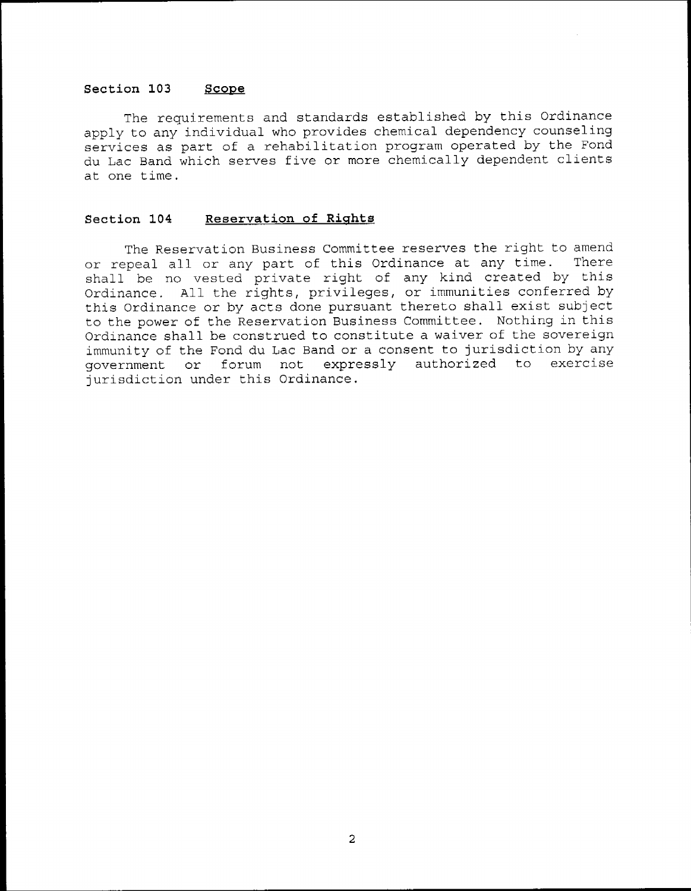## Section 103 Scope

The requirements and standards established by this Ordinance apply to any individual who provides chemical dependency counseling services as part of a rehabilitation program operated by the Fond du Lac Band which serves five or more chemically dependent clients at one time.

## Section 104 Reservation of Rights

The Reservation Business Committee reserves the right to amend or repeal all or any part of this Ordinance at any time. There shall be no vested private right of any kind created by this Ordinance. All the rights, privileges, or immunities conferred by this Ordinance or by acts done pursuant thereto shall exist subject to the power of the Reservation Business Committee. Nothing in this Ordinance shall be construed to constitute a waiver of the sovereign immunity of the Fond du Lac Band or a consent to jurisdiction by any government or forum not expressly authorized to exercise jurisdiction under this Ordinance.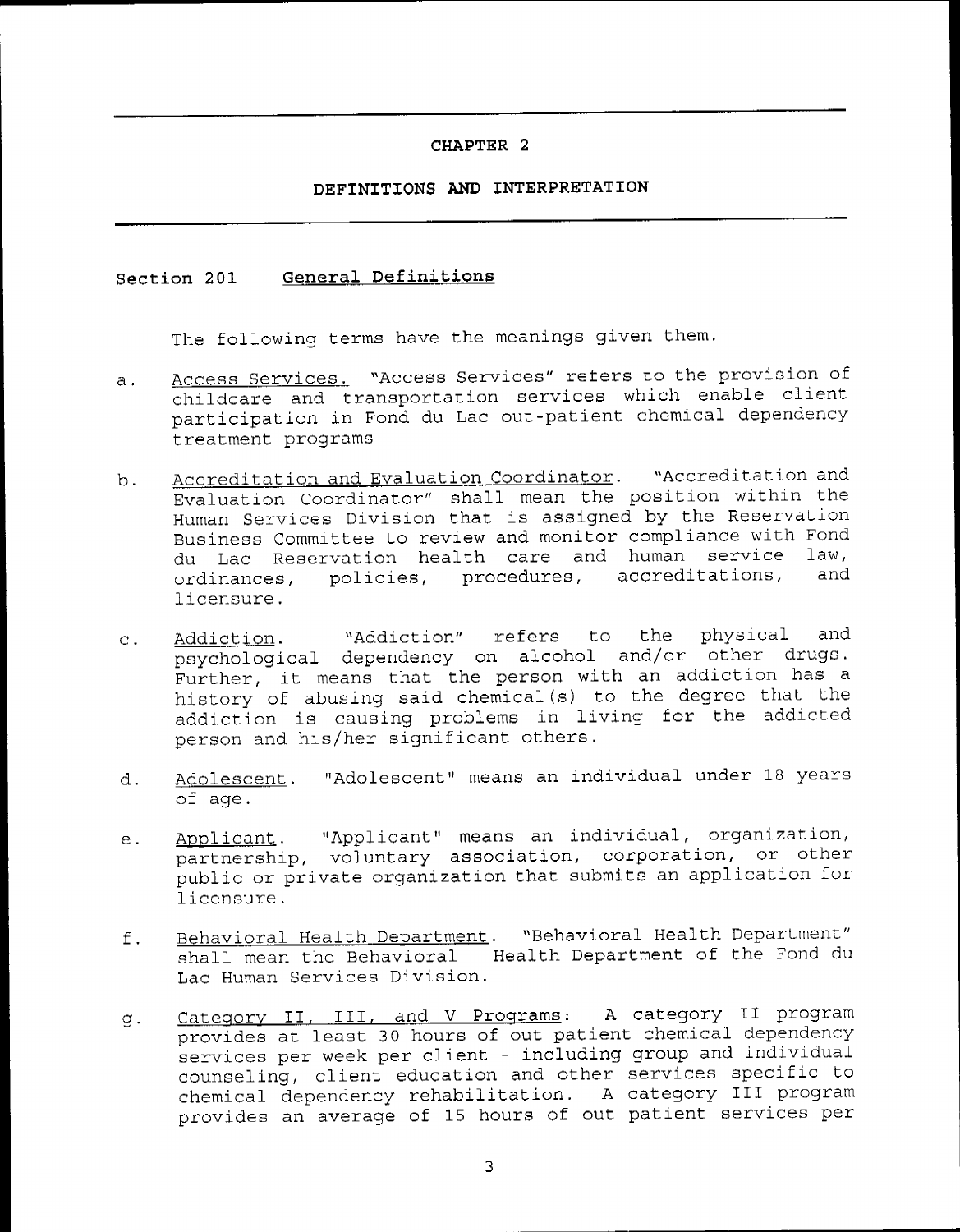# CHAPTER 2

## DEFINITIONS AND INTERPRETATION

### Section 201 General Definitions

The following terms have the meanings given them.

a. Access Services. "Access Services" refers to the provision of childcare and transportation services which enable client participation in Fond du Lac out-patient chemical dependency treatment programs

b. Accreditation and Evaluation Coordinator. "Accreditation and Evaluation Coordinator" shall mean the position within the Human Services Division that is assigned by the Reservation Business Committee to review and monitor compliance with Fond du Lac Reservation health care and human service law, ordinances, policies, procedures, accreditations, and licensure.

c. Addiction. "Addiction" refers to the physical and psychological dependency on alcohol and/or other drugs. Further, it means that the person with an addiction has a history of abusing said chemical(s) to the degree that the addiction is causing problems in living for the addicted person and his/her significant others.

d. Adolescent. "Adolescent" means an individual under 18 years of age.

e. Applicant. "Applicant" means an individual, organization, partnership, voluntary association, corporation, or other public or private organization that submits an application for licensure.

f. Behavioral Health Department. "Behavioral Health Department" shall mean the Behavioral Health Department of the Fond du Lac Human Services Division.

g. Category II, III, and V Programs: A category II program provides at least 30 hours of out patient chemical dependency services per week per client - including group and individual counseling, client education and other services specific to chemical dependency rehabilitation. A category III program provides an average of 15 hours of out patient services per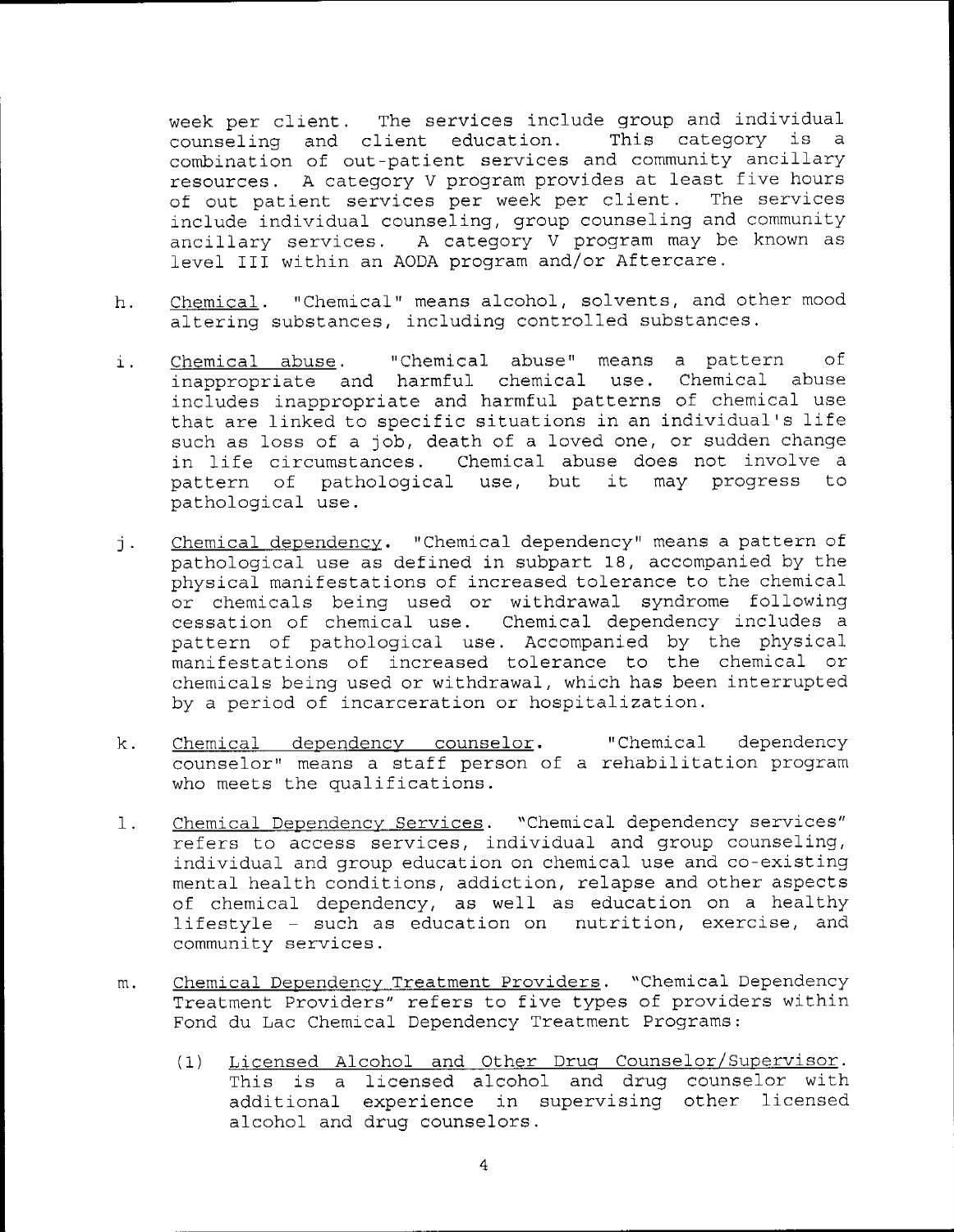week per client. The services include group and individual counseling and client education. This category is a combination of out-patient services and community ancillary resources. A category V program provides at least five hours of out patient services per week per client. The services include individual counseling, group counseling and community ancillary services. A category V program may be known as level III within an AODA program and/or Aftercare.

h. Chemical. "Chemical" means alcohol, solvents, and other mood altering substances, including controlled substances.

i. Chemical abuse. "Chemical abuse" means a pattern of inappropriate and harmful chemical use. Chemical abuse includes inappropriate and harmful patterns of chemical use that are linked to specific situations in an individual's life such as loss of a job, death of a loved one, or sudden change in life circumstances. Chemical abuse does not involve a pattern of pathological use, but it may progress to pathological use.

j. Chemical dependency. "Chemical dependency" means a pattern of pathological use as defined in subpart 18, accompanied by the physical manifestations of increased tolerance to the chemical or chemicals being used or withdrawal syndrome following cessation of chemical use. Chemical dependency includes a pattern of pathological use. Accompanied by the physical manifestations of increased tolerance to the chemical or chemicals being used or withdrawal, which has been interrupted by a period of incarceration or hospitalization.

k. Chemical dependency counselor. "Chemical dependency counselor" means a staff person of a rehabilitation program who meets the qualifications.

l. Chemical Dependency Services. "Chemical dependency services" refers to access services, individual and group counseling, individual and group education on chemical use and co-existing mental health conditions, addiction, relapse and other aspects of chemical dependency, as well as education on a healthy lifestyle - such as education on nutrition, exercise, and community services.

m. Chemical Dependency Treatment Providers. "Chemical Dependency Treatment Providers" refers to five types of providers within Fond du Lac Chemical Dependency Treatment Programs:

   (1) Licensed Alcohol and Other Drug Counselor/Supervisor. This is a licensed alcohol and drug counselor with additional experience in supervising other licensed alcohol and drug counselors.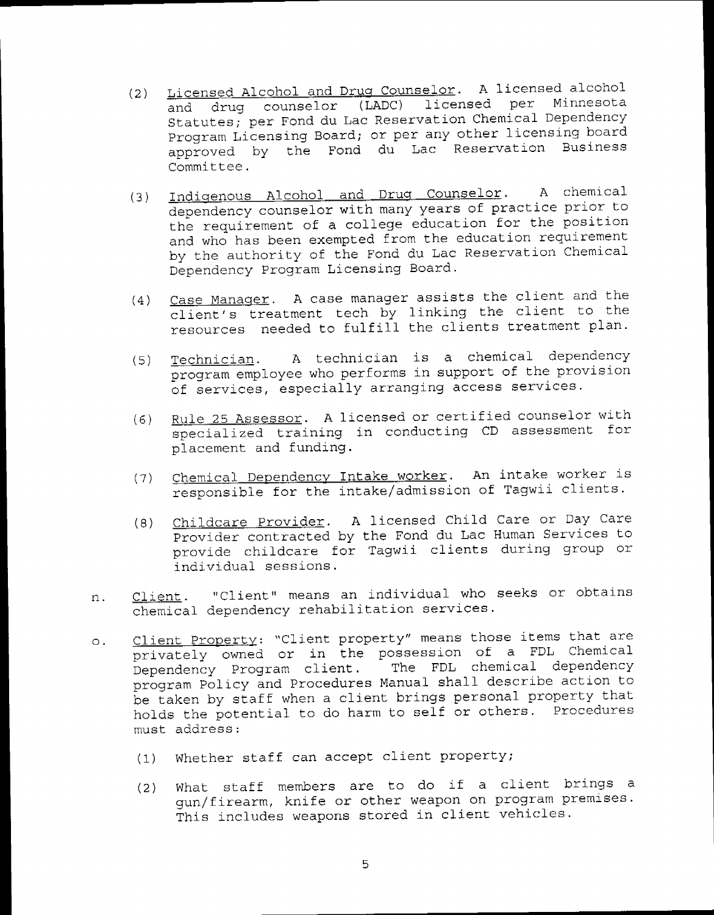(2) Licensed Alcohol and Drug Counselor. A licensed alcohol and drug counselor (LADC) licensed per Minnesota Statutes; per Fond du Lac Reservation Chemical Dependency Program Licensing Board; or per any other licensing board approved by the Fond du Lac Reservation Business Committee.

(3) Indigenous Alcohol and Drug Counselor. A chemical dependency counselor with many years of practice prior to the requirement of a college education for the position and who has been exempted from the education requirement by the authority of the Fond du Lac Reservation Chemical Dependency Program Licensing Board.

(4) Case Manager. A case manager assists the client and the client's treatment tech by linking the client to the resources needed to fulfill the clients treatment plan.

(5) Technician. A technician is a chemical dependency program employee who performs in support of the provision of services, especially arranging access services.

(6) Rule 25 Assessor. A licensed or certified counselor with specialized training in conducting CD assessment for placement and funding.

(7) Chemical Dependency Intake worker. An intake worker is responsible for the intake/admission of Tagwii clients.

(8) Childcare Provider. A licensed Child Care or Day Care Provider contracted by the Fond du Lac Human Services to provide childcare for Tagwii clients during group or individual sessions.

n. Client. "Client" means an individual who seeks or obtains chemical dependency rehabilitation services.

o. Client Property: "Client property" means those items that are privately owned or in the possession of a FDL Chemical Dependency Program client. The FDL chemical dependency program Policy and Procedures Manual shall describe action to be taken by staff when a client brings personal property that holds the potential to do harm to self or others. Procedures must address:

(1) Whether staff can accept client property;

(2) What staff members are to do if a client brings a gun/firearm, knife or other weapon on program premises. This includes weapons stored in client vehicles.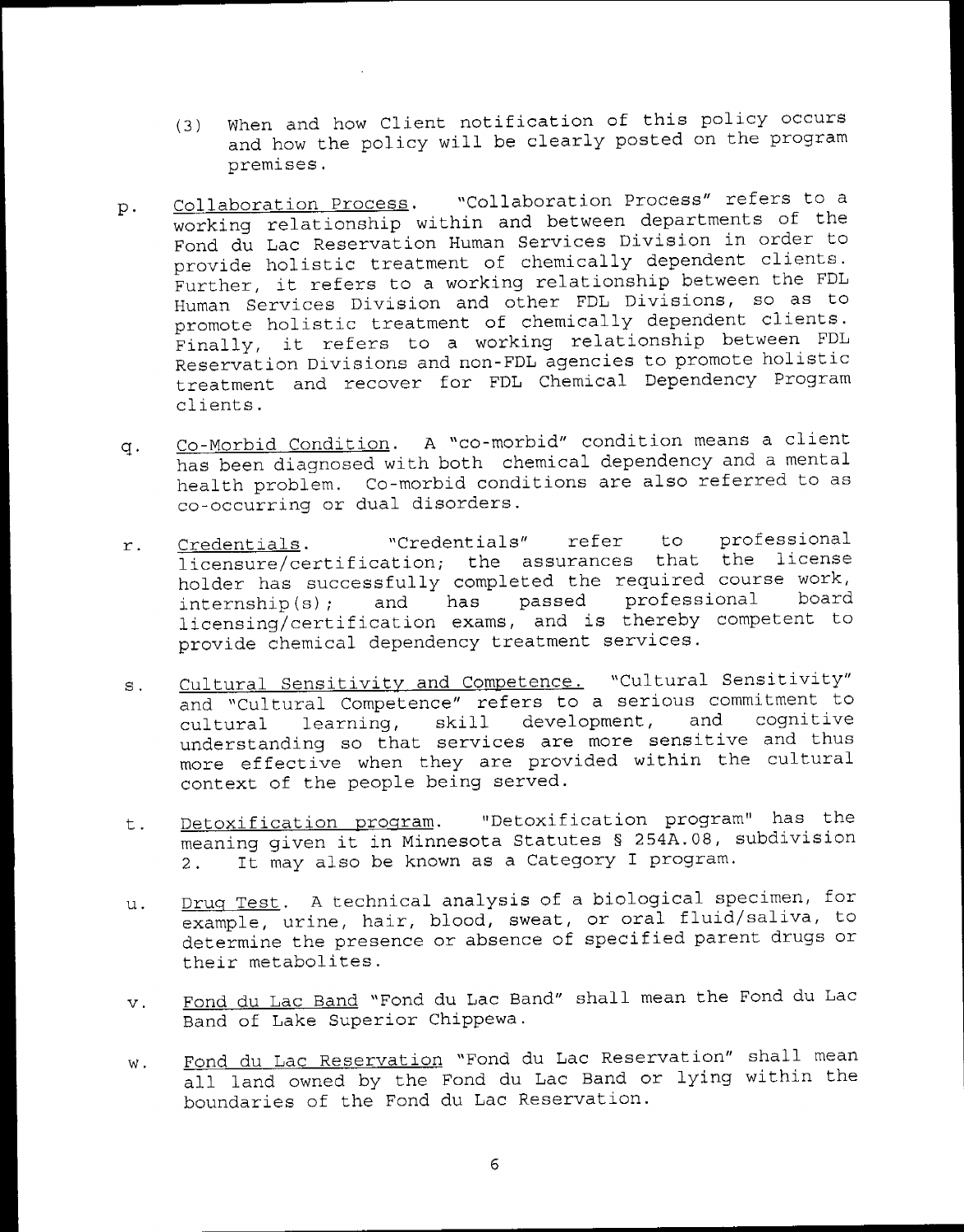(3) When and how Client notification of this policy occurs and how the policy will be clearly posted on the program premises.

p. <u>Collaboration Process</u>. "Collaboration Process" refers to a working relationship within and between departments of the Fond du Lac Reservation Human Services Division in order to provide holistic treatment of chemically dependent clients. Further, it refers to a working relationship between the FDL Human Services Division and other FDL Divisions, so as to promote holistic treatment of chemically dependent clients. Finally, it refers to a working relationship between FDL Reservation Divisions and non-FDL agencies to promote holistic treatment and recover for FDL Chemical Dependency Program clients.

q. <u>Co-Morbid Condition</u>. A "co-morbid" condition means a client has been diagnosed with both chemical dependency and a mental health problem. Co-morbid conditions are also referred to as co-occurring or dual disorders.

r. <u>Credentials</u>. "Credentials" refer to professional licensure/certification; the assurances that the license holder has successfully completed the required course work, internship(s); and has passed professional board licensing/certification exams, and is thereby competent to provide chemical dependency treatment services.

s. <u>Cultural Sensitivity and Competence.</u> "Cultural Sensitivity" and "Cultural Competence" refers to a serious commitment to cultural learning, skill development, and cognitive understanding so that services are more sensitive and thus more effective when they are provided within the cultural context of the people being served.

t. <u>Detoxification program</u>. "Detoxification program" has the meaning given it in Minnesota Statutes § 254A.08, subdivision 2. It may also be known as a Category I program.

u. <u>Drug Test</u>. A technical analysis of a biological specimen, for example, urine, hair, blood, sweat, or oral fluid/saliva, to determine the presence or absence of specified parent drugs or their metabolites.

v. <u>Fond du Lac Band</u> "Fond du Lac Band" shall mean the Fond du Lac Band of Lake Superior Chippewa.

w. <u>Fond du Lac Reservation</u> "Fond du Lac Reservation" shall mean all land owned by the Fond du Lac Band or lying within the boundaries of the Fond du Lac Reservation.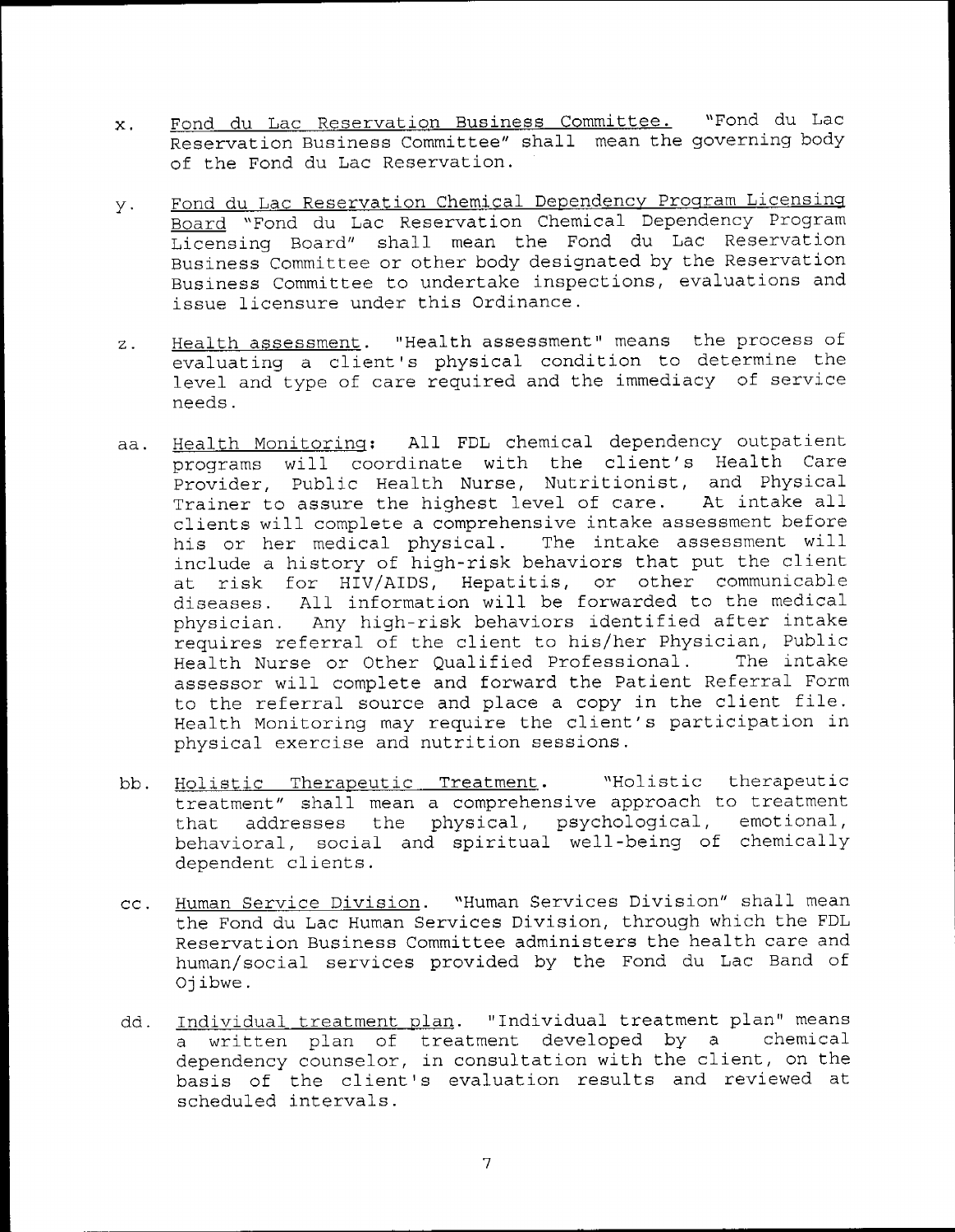x. Fond du Lac Reservation Business Committee. "Fond du Lac Reservation Business Committee" shall mean the governing body of the Fond du Lac Reservation.

y. Fond du Lac Reservation Chemical Dependency Program Licensing Board "Fond du Lac Reservation Chemical Dependency Program Licensing Board" shall mean the Fond du Lac Reservation Business Committee or other body designated by the Reservation Business Committee to undertake inspections, evaluations and issue licensure under this Ordinance.

z. Health assessment. "Health assessment" means the process of evaluating a client's physical condition to determine the level and type of care required and the immediacy of service needs.

aa. Health Monitoring: All FDL chemical dependency outpatient programs will coordinate with the client's Health Care Provider, Public Health Nurse, Nutritionist, and Physical Trainer to assure the highest level of care. At intake all clients will complete a comprehensive intake assessment before his or her medical physical. The intake assessment will include a history of high-risk behaviors that put the client at risk for HIV/AIDS, Hepatitis, or other communicable diseases. All information will be forwarded to the medical physician. Any high-risk behaviors identified after intake requires referral of the client to his/her Physician, Public Health Nurse or Other Qualified Professional. The intake assessor will complete and forward the Patient Referral Form to the referral source and place a copy in the client file. Health Monitoring may require the client's participation in physical exercise and nutrition sessions.

bb. Holistic Therapeutic Treatment. "Holistic therapeutic treatment" shall mean a comprehensive approach to treatment that addresses the physical, psychological, emotional, behavioral, social and spiritual well-being of chemically dependent clients.

cc. Human Service Division. "Human Services Division" shall mean the Fond du Lac Human Services Division, through which the FDL Reservation Business Committee administers the health care and human/social services provided by the Fond du Lac Band of Ojibwe.

dd. Individual treatment plan. "Individual treatment plan" means a written plan of treatment developed by a chemical dependency counselor, in consultation with the client, on the basis of the client's evaluation results and reviewed at scheduled intervals.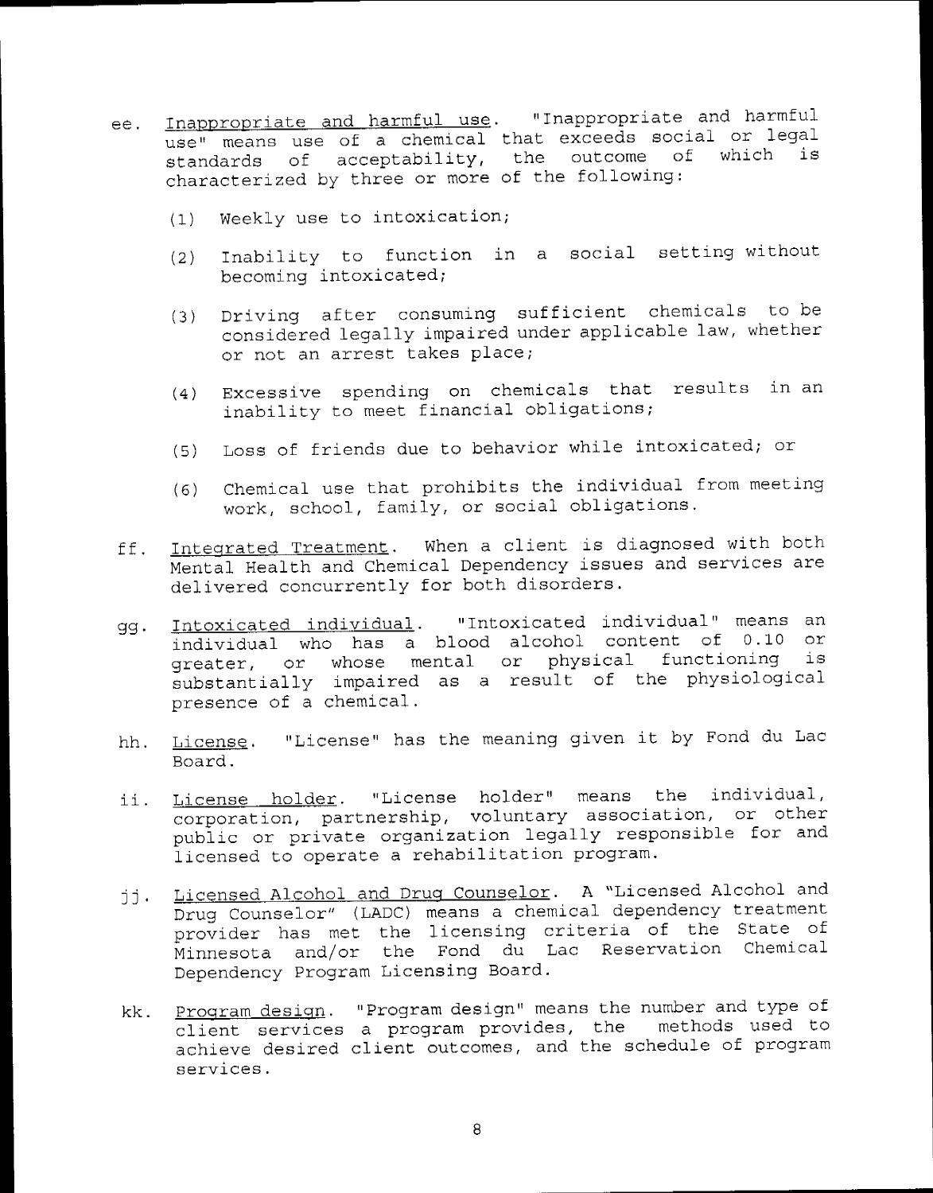ee. Inappropriate and harmful use. "Inappropriate and harmful use" means use of a chemical that exceeds social or legal standards of acceptability, the outcome of which is characterized by three or more of the following:

   (1) Weekly use to intoxication;

   (2) Inability to function in a social setting without becoming intoxicated;

   (3) Driving after consuming sufficient chemicals to be considered legally impaired under applicable law, whether or not an arrest takes place;

   (4) Excessive spending on chemicals that results in an inability to meet financial obligations;

   (5) Loss of friends due to behavior while intoxicated; or

   (6) Chemical use that prohibits the individual from meeting work, school, family, or social obligations.

ff. Integrated Treatment. When a client is diagnosed with both Mental Health and Chemical Dependency issues and services are delivered concurrently for both disorders.

gg. Intoxicated individual. "Intoxicated individual" means an individual who has a blood alcohol content of 0.10 or greater, or whose mental or physical functioning is substantially impaired as a result of the physiological presence of a chemical.

hh. License. "License" has the meaning given it by Fond du Lac Board.

ii. License holder. "License holder" means the individual, corporation, partnership, voluntary association, or other public or private organization legally responsible for and licensed to operate a rehabilitation program.

jj. Licensed Alcohol and Drug Counselor. A "Licensed Alcohol and Drug Counselor" (LADC) means a chemical dependency treatment provider has met the licensing criteria of the State of Minnesota and/or the Fond du Lac Reservation Chemical Dependency Program Licensing Board.

kk. Program design. "Program design" means the number and type of client services a program provides, the methods used to achieve desired client outcomes, and the schedule of program services.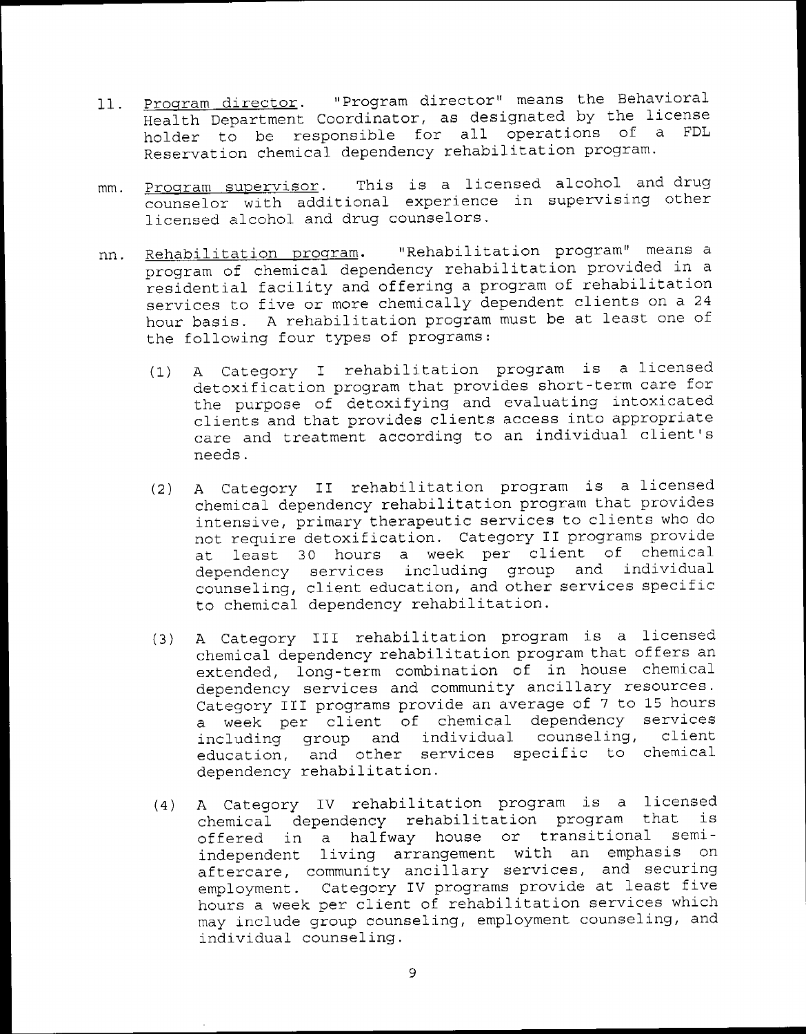ll. <u>Program director</u>. "Program director" means the Behavioral Health Department Coordinator, as designated by the license holder to be responsible for all operations of a FDL Reservation chemical dependency rehabilitation program.

mm. <u>Program supervisor</u>. This is a licensed alcohol and drug counselor with additional experience in supervising other licensed alcohol and drug counselors.

nn. <u>Rehabilitation program</u>. "Rehabilitation program" means a program of chemical dependency rehabilitation provided in a residential facility and offering a program of rehabilitation services to five or more chemically dependent clients on a 24 hour basis. A rehabilitation program must be at least one of the following four types of programs:

(1) A Category I rehabilitation program is a licensed detoxification program that provides short-term care for the purpose of detoxifying and evaluating intoxicated clients and that provides clients access into appropriate care and treatment according to an individual client's needs.

(2) A Category II rehabilitation program is a licensed chemical dependency rehabilitation program that provides intensive, primary therapeutic services to clients who do not require detoxification. Category II programs provide at least 30 hours a week per client of chemical dependency services including group and individual counseling, client education, and other services specific to chemical dependency rehabilitation.

(3) A Category III rehabilitation program is a licensed chemical dependency rehabilitation program that offers an extended, long-term combination of in house chemical dependency services and community ancillary resources. Category III programs provide an average of 7 to 15 hours a week per client of chemical dependency services including group and individual counseling, client education, and other services specific to chemical dependency rehabilitation.

(4) A Category IV rehabilitation program is a licensed chemical dependency rehabilitation program that is offered in a halfway house or transitional semi-independent living arrangement with an emphasis on aftercare, community ancillary services, and securing employment. Category IV programs provide at least five hours a week per client of rehabilitation services which may include group counseling, employment counseling, and individual counseling.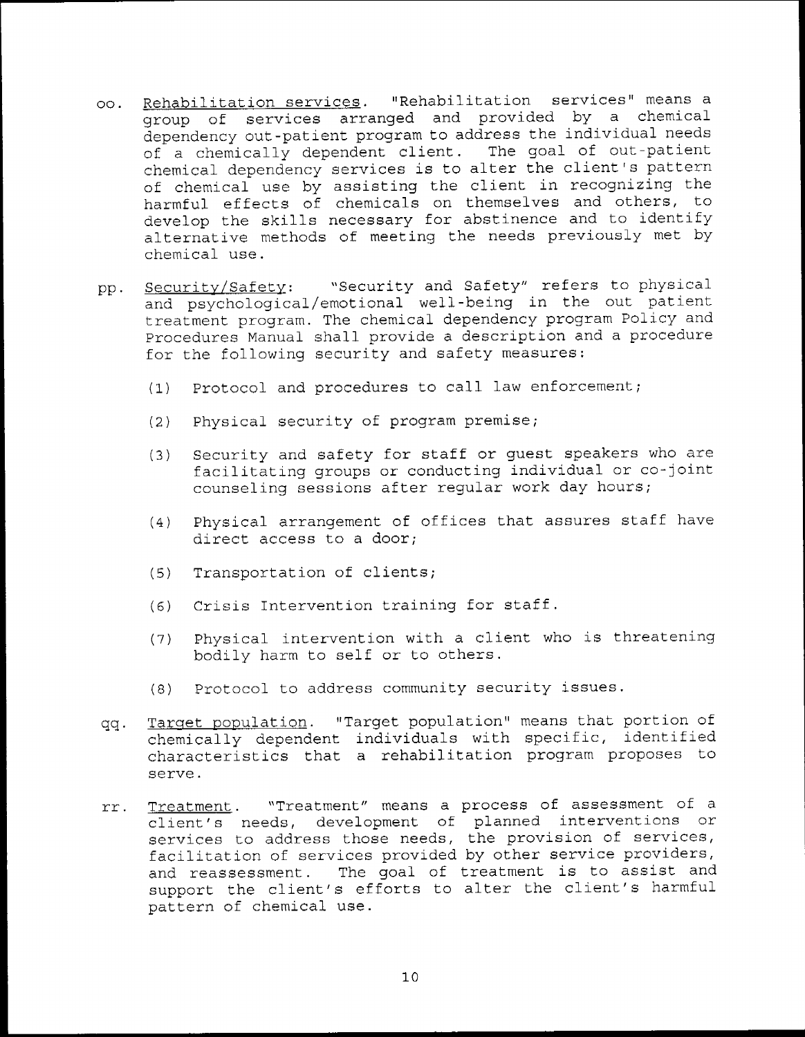oo. Rehabilitation services. "Rehabilitation services" means a group of services arranged and provided by a chemical dependency out-patient program to address the individual needs of a chemically dependent client. The goal of out-patient chemical dependency services is to alter the client's pattern of chemical use by assisting the client in recognizing the harmful effects of chemicals on themselves and others, to develop the skills necessary for abstinence and to identify alternative methods of meeting the needs previously met by chemical use.

pp. Security/Safety: "Security and Safety" refers to physical and psychological/emotional well-being in the out patient treatment program. The chemical dependency program Policy and Procedures Manual shall provide a description and a procedure for the following security and safety measures:

(1) Protocol and procedures to call law enforcement;

(2) Physical security of program premise;

(3) Security and safety for staff or guest speakers who are facilitating groups or conducting individual or co-joint counseling sessions after regular work day hours;

(4) Physical arrangement of offices that assures staff have direct access to a door;

(5) Transportation of clients;

(6) Crisis Intervention training for staff.

(7) Physical intervention with a client who is threatening bodily harm to self or to others.

(8) Protocol to address community security issues.

qq. Target population. "Target population" means that portion of chemically dependent individuals with specific, identified characteristics that a rehabilitation program proposes to serve.

rr. Treatment. "Treatment" means a process of assessment of a client's needs, development of planned interventions or services to address those needs, the provision of services, facilitation of services provided by other service providers, and reassessment. The goal of treatment is to assist and support the client's efforts to alter the client's harmful pattern of chemical use.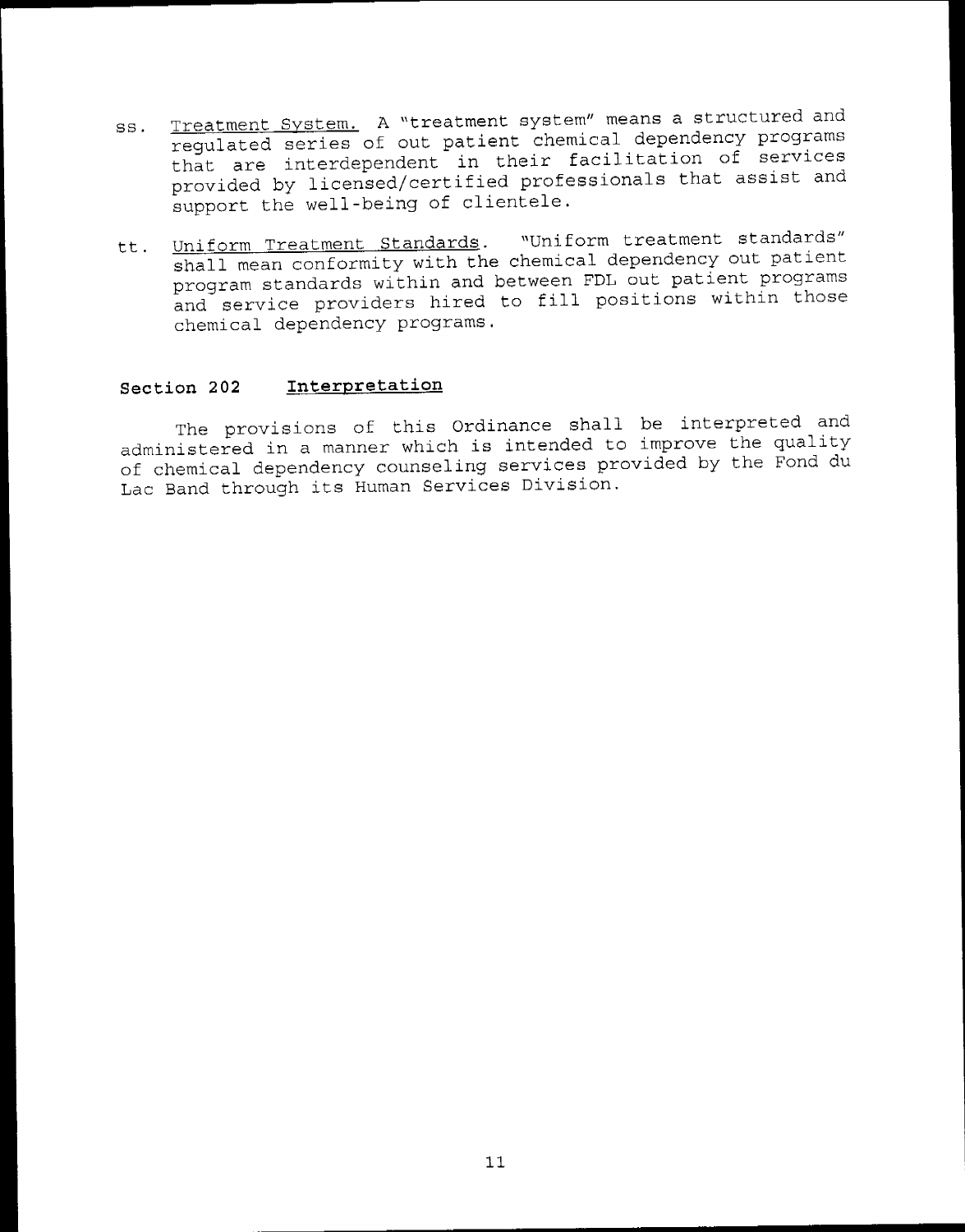ss. Treatment System. A "treatment system" means a structured and regulated series of out patient chemical dependency programs that are interdependent in their facilitation of services provided by licensed/certified professionals that assist and support the well-being of clientele.

tt. Uniform Treatment Standards. "Uniform treatment standards" shall mean conformity with the chemical dependency out patient program standards within and between FDL out patient programs and service providers hired to fill positions within those chemical dependency programs.

## Section 202 Interpretation

The provisions of this Ordinance shall be interpreted and administered in a manner which is intended to improve the quality of chemical dependency counseling services provided by the Fond du Lac Band through its Human Services Division.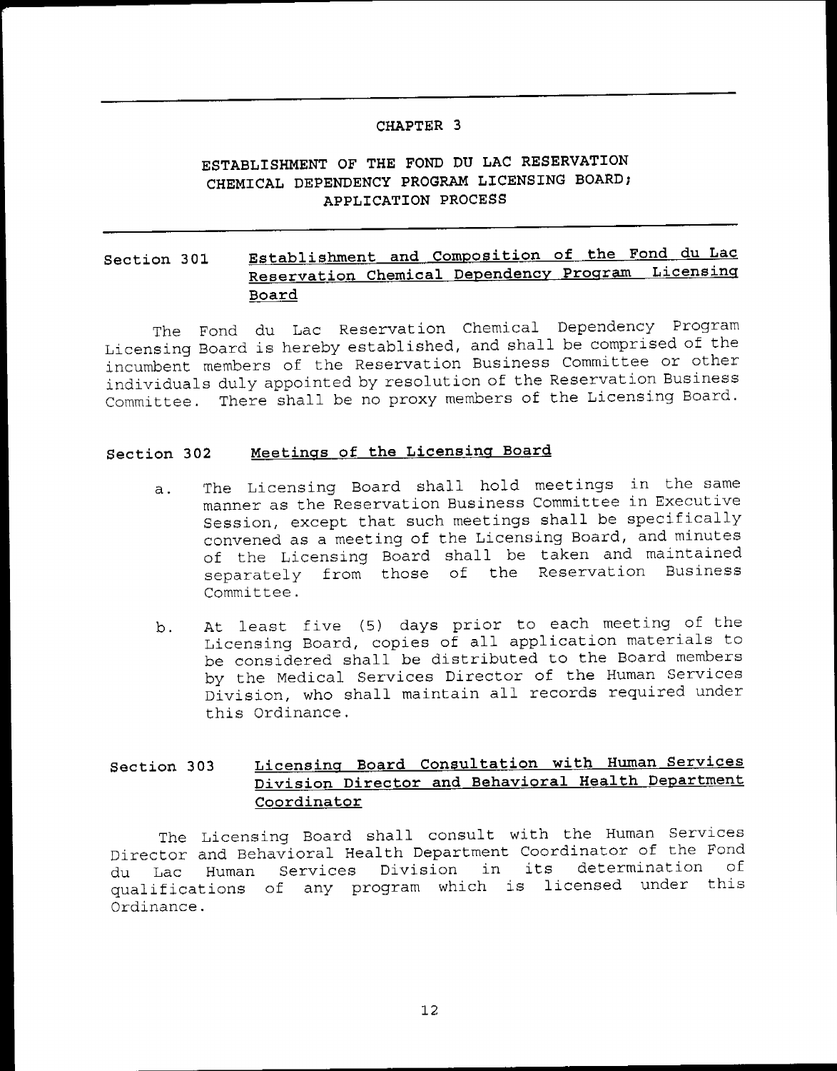# CHAPTER 3

## ESTABLISHMENT OF THE FOND DU LAC RESERVATION CHEMICAL DEPENDENCY PROGRAM LICENSING BOARD; APPLICATION PROCESS

### Section 301 Establishment and Composition of the Fond du Lac Reservation Chemical Dependency Program Licensing Board

The Fond du Lac Reservation Chemical Dependency Program Licensing Board is hereby established, and shall be comprised of the incumbent members of the Reservation Business Committee or other individuals duly appointed by resolution of the Reservation Business Committee. There shall be no proxy members of the Licensing Board.

### Section 302 Meetings of the Licensing Board

a. The Licensing Board shall hold meetings in the same manner as the Reservation Business Committee in Executive Session, except that such meetings shall be specifically convened as a meeting of the Licensing Board, and minutes of the Licensing Board shall be taken and maintained separately from those of the Reservation Business Committee.

b. At least five (5) days prior to each meeting of the Licensing Board, copies of all application materials to be considered shall be distributed to the Board members by the Medical Services Director of the Human Services Division, who shall maintain all records required under this Ordinance.

### Section 303 Licensing Board Consultation with Human Services Division Director and Behavioral Health Department Coordinator

The Licensing Board shall consult with the Human Services Director and Behavioral Health Department Coordinator of the Fond du Lac Human Services Division in its determination of qualifications of any program which is licensed under this Ordinance.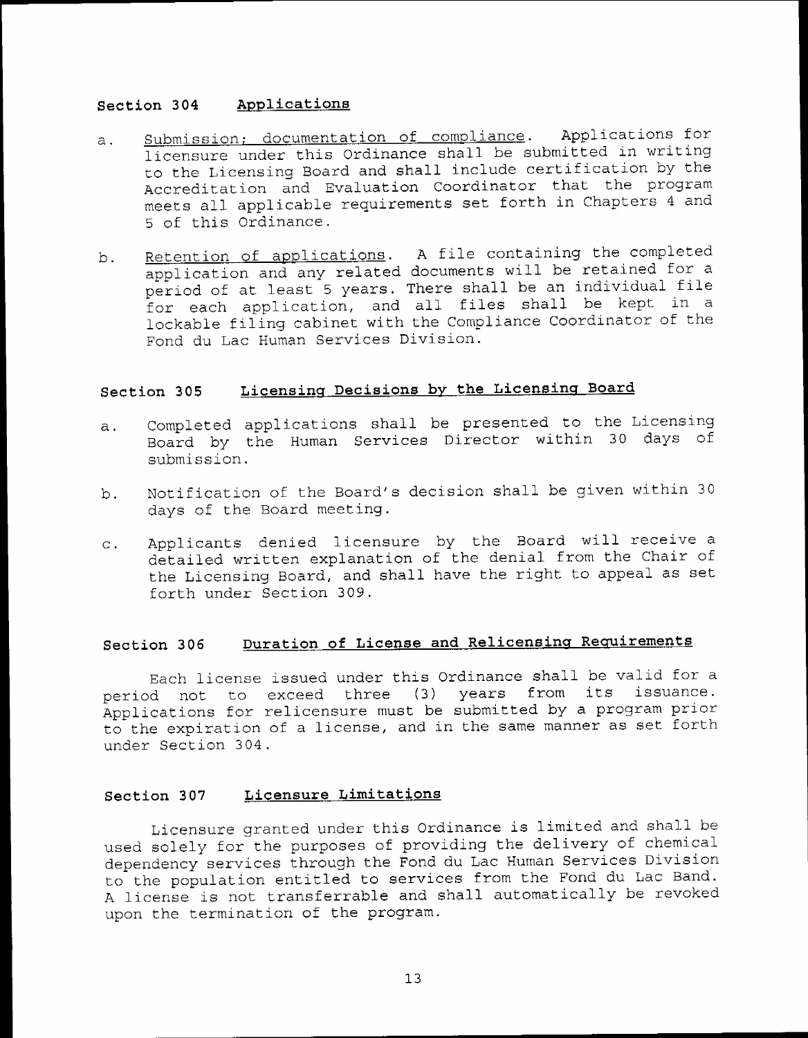## Section 304 Applications

a. Submission; documentation of compliance. Applications for licensure under this Ordinance shall be submitted in writing to the Licensing Board and shall include certification by the Accreditation and Evaluation Coordinator that the program meets all applicable requirements set forth in Chapters 4 and 5 of this Ordinance.

b. Retention of applications. A file containing the completed application and any related documents will be retained for a period of at least 5 years. There shall be an individual file for each application, and all files shall be kept in a lockable filing cabinet with the Compliance Coordinator of the Fond du Lac Human Services Division.

## Section 305 Licensing Decisions by the Licensing Board

a. Completed applications shall be presented to the Licensing Board by the Human Services Director within 30 days of submission.

b. Notification of the Board's decision shall be given within 30 days of the Board meeting.

c. Applicants denied licensure by the Board will receive a detailed written explanation of the denial from the Chair of the Licensing Board, and shall have the right to appeal as set forth under Section 309.

## Section 306 Duration of License and Relicensing Requirements

Each license issued under this Ordinance shall be valid for a period not to exceed three (3) years from its issuance. Applications for relicensure must be submitted by a program prior to the expiration of a license, and in the same manner as set forth under Section 304.

## Section 307 Licensure Limitations

Licensure granted under this Ordinance is limited and shall be used solely for the purposes of providing the delivery of chemical dependency services through the Fond du Lac Human Services Division to the population entitled to services from the Fond du Lac Band. A license is not transferrable and shall automatically be revoked upon the termination of the program.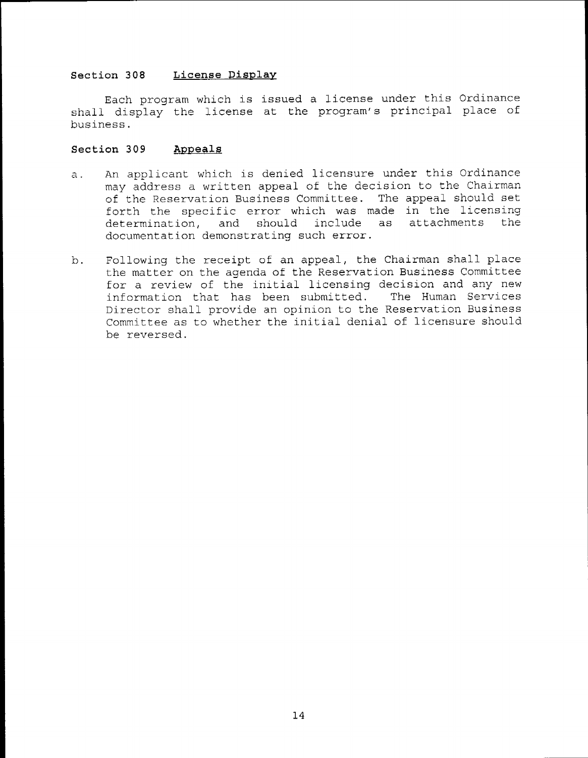### Section 308 License Display

Each program which is issued a license under this Ordinance shall display the license at the program's principal place of business.

### Section 309 Appeals

a. An applicant which is denied licensure under this Ordinance may address a written appeal of the decision to the Chairman of the Reservation Business Committee. The appeal should set forth the specific error which was made in the licensing determination, and should include as attachments the documentation demonstrating such error.

b. Following the receipt of an appeal, the Chairman shall place the matter on the agenda of the Reservation Business Committee for a review of the initial licensing decision and any new information that has been submitted. The Human Services Director shall provide an opinion to the Reservation Business Committee as to whether the initial denial of licensure should be reversed.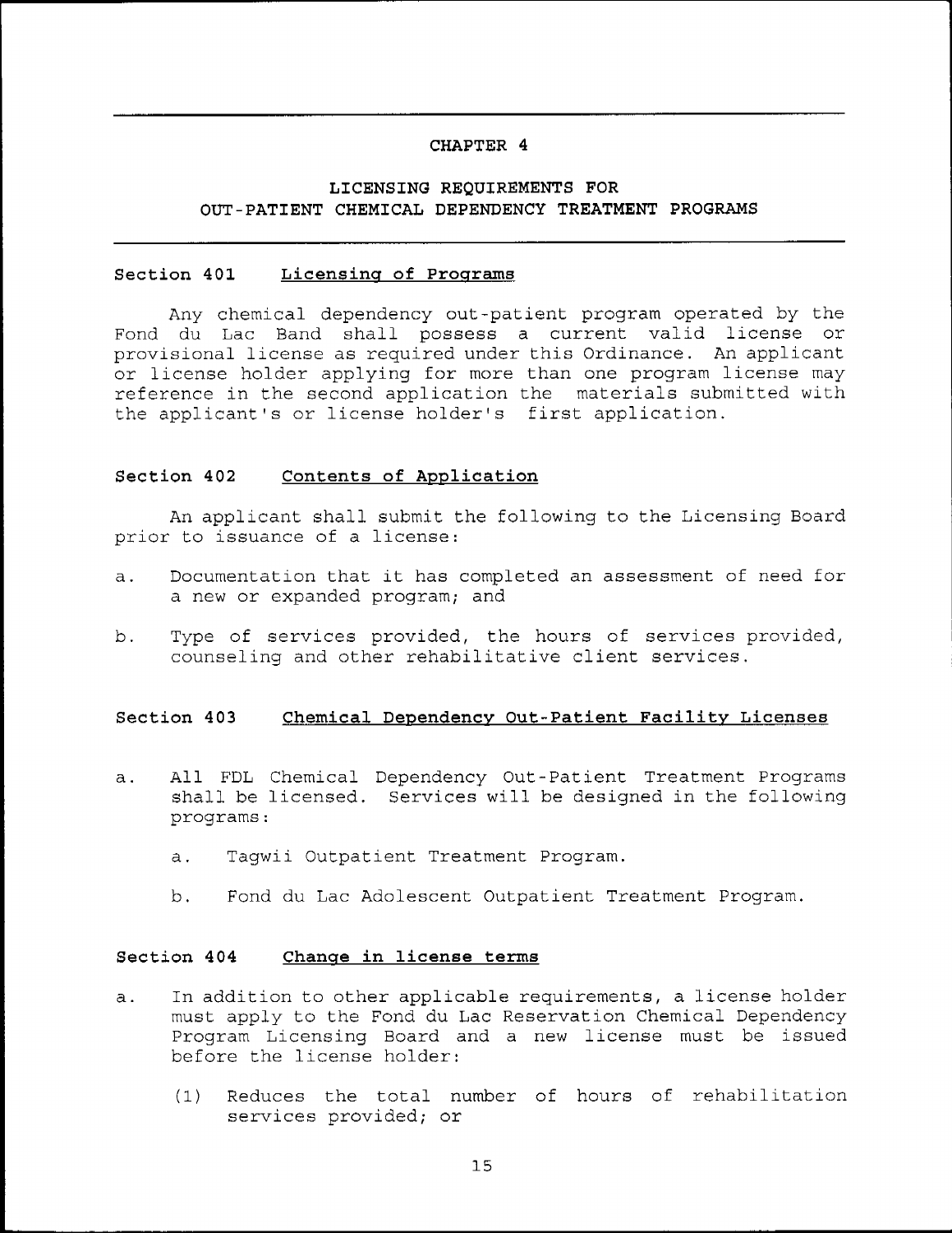# CHAPTER 4

## LICENSING REQUIREMENTS FOR OUT-PATIENT CHEMICAL DEPENDENCY TREATMENT PROGRAMS

### Section 401 Licensing of Programs

Any chemical dependency out-patient program operated by the Fond du Lac Band shall possess a current valid license or provisional license as required under this Ordinance. An applicant or license holder applying for more than one program license may reference in the second application the materials submitted with the applicant's or license holder's first application.

### Section 402 Contents of Application

An applicant shall submit the following to the Licensing Board prior to issuance of a license:

a. Documentation that it has completed an assessment of need for a new or expanded program; and

b. Type of services provided, the hours of services provided, counseling and other rehabilitative client services.

### Section 403 Chemical Dependency Out-Patient Facility Licenses

a. All FDL Chemical Dependency Out-Patient Treatment Programs shall be licensed. Services will be designed in the following programs:

   a. Tagwii Outpatient Treatment Program.

   b. Fond du Lac Adolescent Outpatient Treatment Program.

### Section 404 Change in license terms

a. In addition to other applicable requirements, a license holder must apply to the Fond du Lac Reservation Chemical Dependency Program Licensing Board and a new license must be issued before the license holder:

   (1) Reduces the total number of hours of rehabilitation services provided; or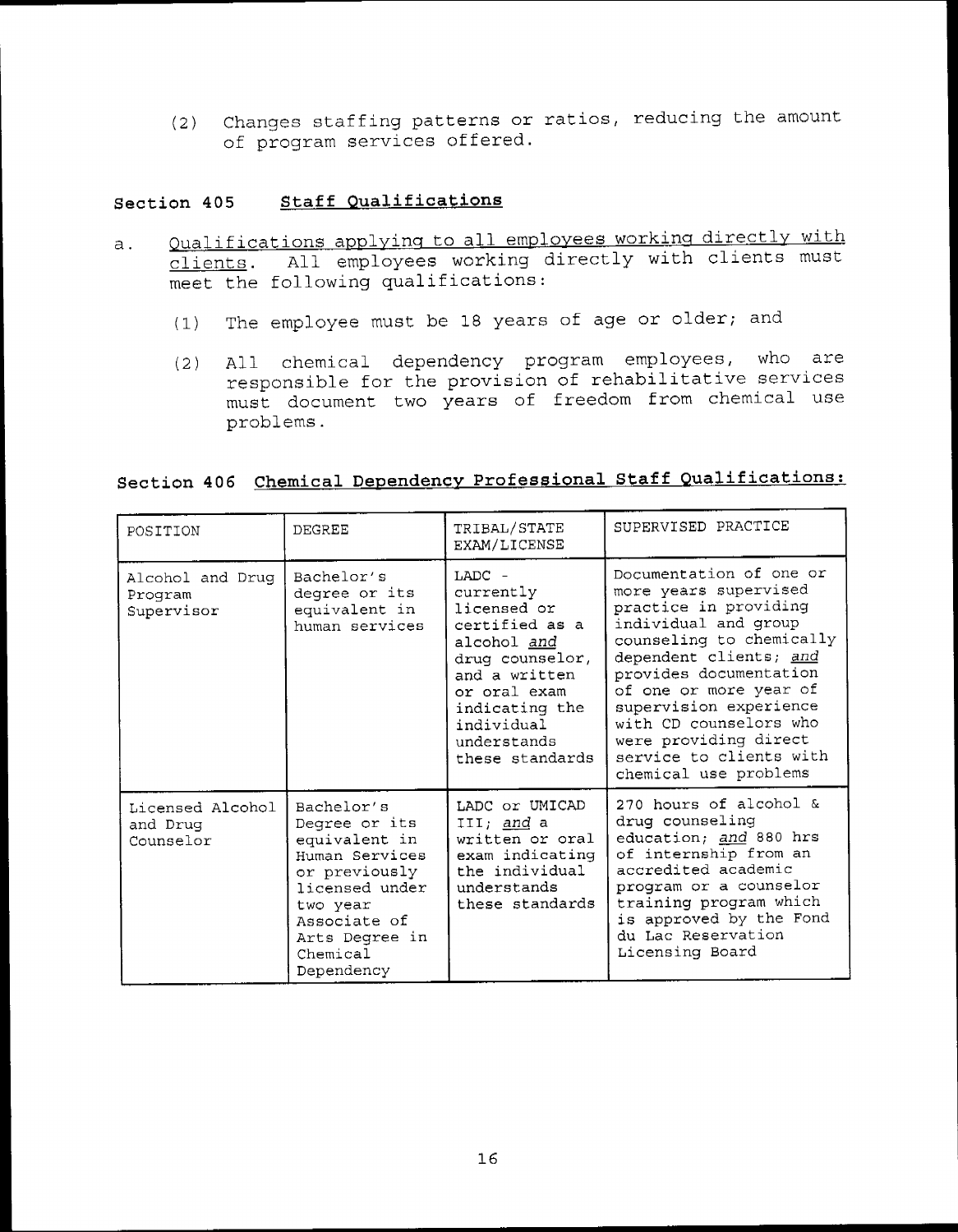(2) Changes staffing patterns or ratios, reducing the amount of program services offered.

## Section 405 <u>Staff Qualifications</u>

a. <u>Qualifications applying to all employees working directly with clients</u>. All employees working directly with clients must meet the following qualifications:

   (1) The employee must be 18 years of age or older; and

   (2) All chemical dependency program employees, who are responsible for the provision of rehabilitative services must document two years of freedom from chemical use problems.

## Section 406 <u>Chemical Dependency Professional Staff Qualifications:</u>

| POSITION | DEGREE | TRIBAL/STATE EXAM/LICENSE | SUPERVISED PRACTICE |
|---|---|---|---|
| Alcohol and Drug Program Supervisor | Bachelor's degree or its equivalent in human services | LADC - currently licensed or certified as a alcohol *and* drug counselor, and a written or oral exam indicating the individual understands these standards | Documentation of one or more years supervised practice in providing individual and group counseling to chemically dependent clients; *and* provides documentation of one or more year of supervision experience with CD counselors who were providing direct service to clients with chemical use problems |
| Licensed Alcohol and Drug Counselor | Bachelor's Degree or its equivalent in Human Services or previously licensed under two year Associate of Arts Degree in Chemical Dependency | LADC or UMICAD III; *and* a written or oral exam indicating the individual understands these standards | 270 hours of alcohol & drug counseling education; *and* 880 hrs of internship from an accredited academic program or a counselor training program which is approved by the Fond du Lac Reservation Licensing Board |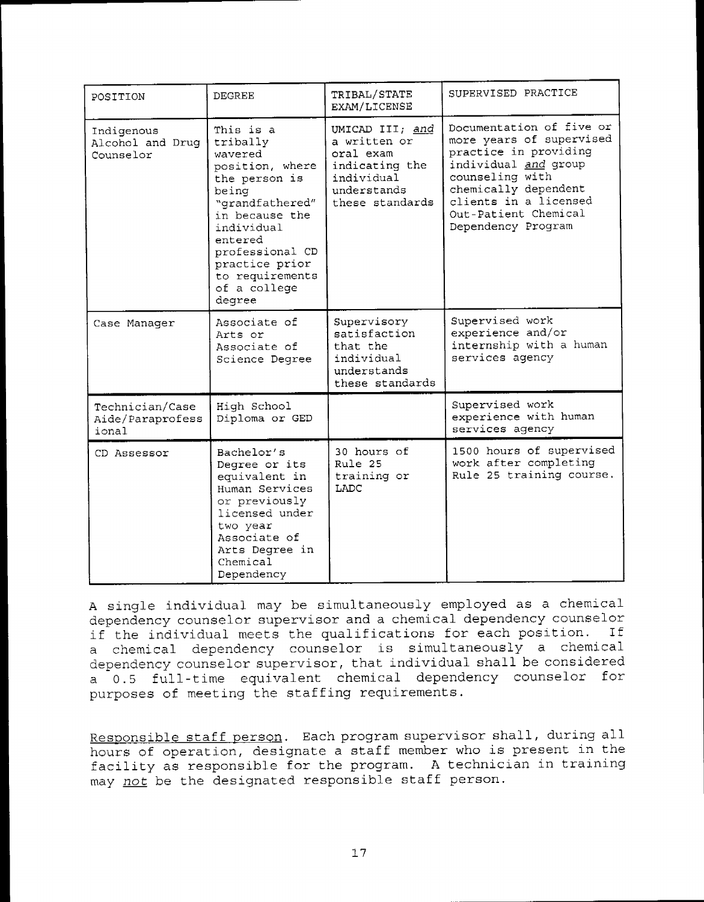| POSITION | DEGREE | TRIBAL/STATE EXAM/LICENSE | SUPERVISED PRACTICE |
|---|---|---|---|
| Indigenous Alcohol and Drug Counselor | This is a tribally wavered position, where the person is being "grandfathered" in because the individual entered professional CD practice prior to requirements of a college degree | UMICAD III; *and* a written or oral exam indicating the individual understands these standards | Documentation of five or more years of supervised practice in providing individual *and* group counseling with chemically dependent clients in a licensed Out-Patient Chemical Dependency Program |
| Case Manager | Associate of Arts or Associate of Science Degree | Supervisory satisfaction that the individual understands these standards | Supervised work experience and/or internship with a human services agency |
| Technician/Case Aide/Paraprofessional | High School Diploma or GED | | Supervised work experience with human services agency |
| CD Assessor | Bachelor's Degree or its equivalent in Human Services or previously licensed under two year Associate of Arts Degree in Chemical Dependency | 30 hours of Rule 25 training or LADC | 1500 hours of supervised work after completing Rule 25 training course. |

A single individual may be simultaneously employed as a chemical dependency counselor supervisor and a chemical dependency counselor if the individual meets the qualifications for each position. If a chemical dependency counselor is simultaneously a chemical dependency counselor supervisor, that individual shall be considered a 0.5 full-time equivalent chemical dependency counselor for purposes of meeting the staffing requirements.

Responsible staff person. Each program supervisor shall, during all hours of operation, designate a staff member who is present in the facility as responsible for the program. A technician in training may *not* be the designated responsible staff person.